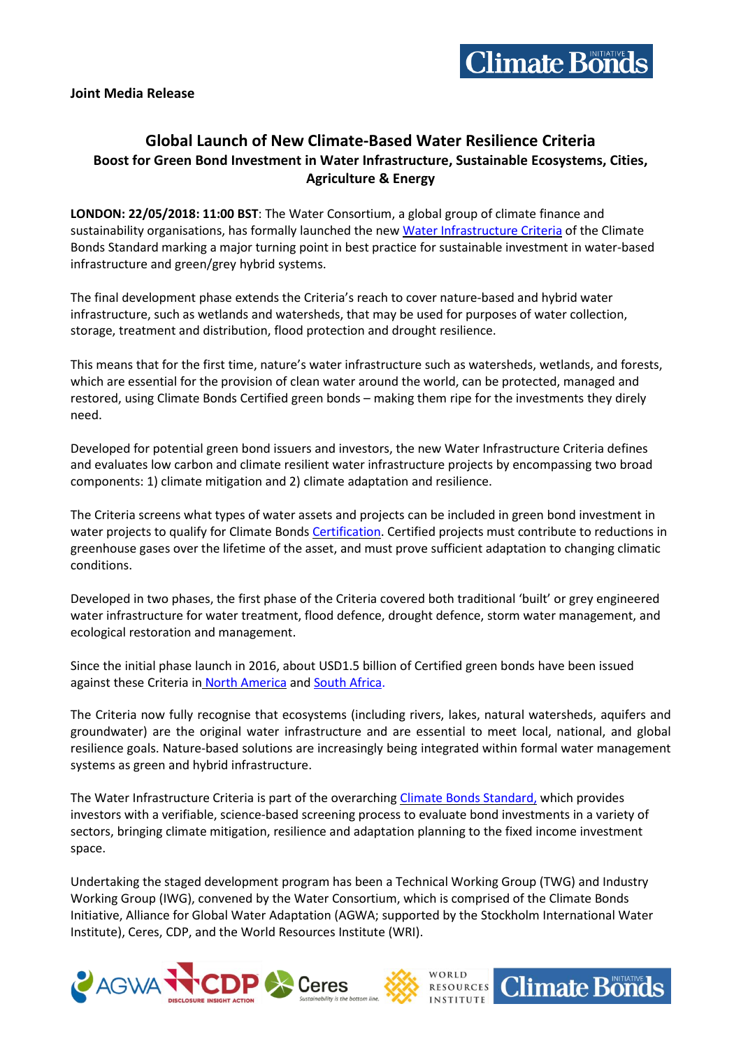**Joint Media Release**

## Global Launch of New Climate-Based Water Resilience Criteria

### Boost for Green Bond Investment in Water Infrastructure, Sustainable Ecosystems, Cities, Agriculture & Energy

**LONDON: 22/05/2018: 11:00 BST**: The Water Consortium, a global group of climate finance and sustainability organisations, has formally launched the new Water Infrastructure Criteria of the Climate Bonds Standard marking a major turning point in best practice for sustainable investment in water-based infrastructure and green/grey hybrid systems.

The final development phase extends the Criteria's reach to cover nature-based and hybrid water infrastructure, such as wetlands and watersheds, that may be used for purposes of water collection, storage, treatment and distribution, flood protection and drought resilience.

This means that for the first time, nature's water infrastructure such as watersheds, wetlands, and forests, which are essential for the provision of clean water around the world, can be protected, managed and restored, using Climate Bonds Certified green bonds – making them ripe for the investments they direly need.

Developed for potential green bond issuers and investors, the new Water Infrastructure Criteria defines and evaluates low carbon and climate resilient water infrastructure projects by encompassing two broad components: 1) climate mitigation and 2) climate adaptation and resilience.

The Criteria screens what types of water assets and projects can be included in green bond investment in water projects to qualify for Climate Bonds Certification. Certified projects must contribute to reductions in greenhouse gases over the lifetime of the asset, and must prove sufficient adaptation to changing climatic conditions.

Developed in two phases, the first phase of the Criteria covered both traditional 'built' or grey engineered water infrastructure for water treatment, flood defence, drought defence, storm water management, and ecological restoration and management.

Since the initial phase launch in 2016, about USD1.5 billion of Certified green bonds have been issued against these Criteria in North America and South Africa.

The Criteria now fully recognise that ecosystems (including rivers, lakes, natural watersheds, aquifers and groundwater) are the original water infrastructure and are essential to meet local, national, and global resilience goals. Nature-based solutions are increasingly being integrated within formal water management systems as green and hybrid infrastructure.

The Water Infrastructure Criteria is part of the overarching Climate Bonds Standard, which provides investors with a verifiable, science-based screening process to evaluate bond investments in a variety of sectors, bringing climate mitigation, resilience and adaptation planning to the fixed income investment space.

Undertaking the staged development program has been a Technical Working Group (TWG) and Industry Working Group (IWG), convened by the Water Consortium, which is comprised of the Climate Bonds Initiative, Alliance for Global Water Adaptation (AGWA; supported by the Stockholm International Water Institute), Ceres, CDP, and the World Resources Institute (WRI).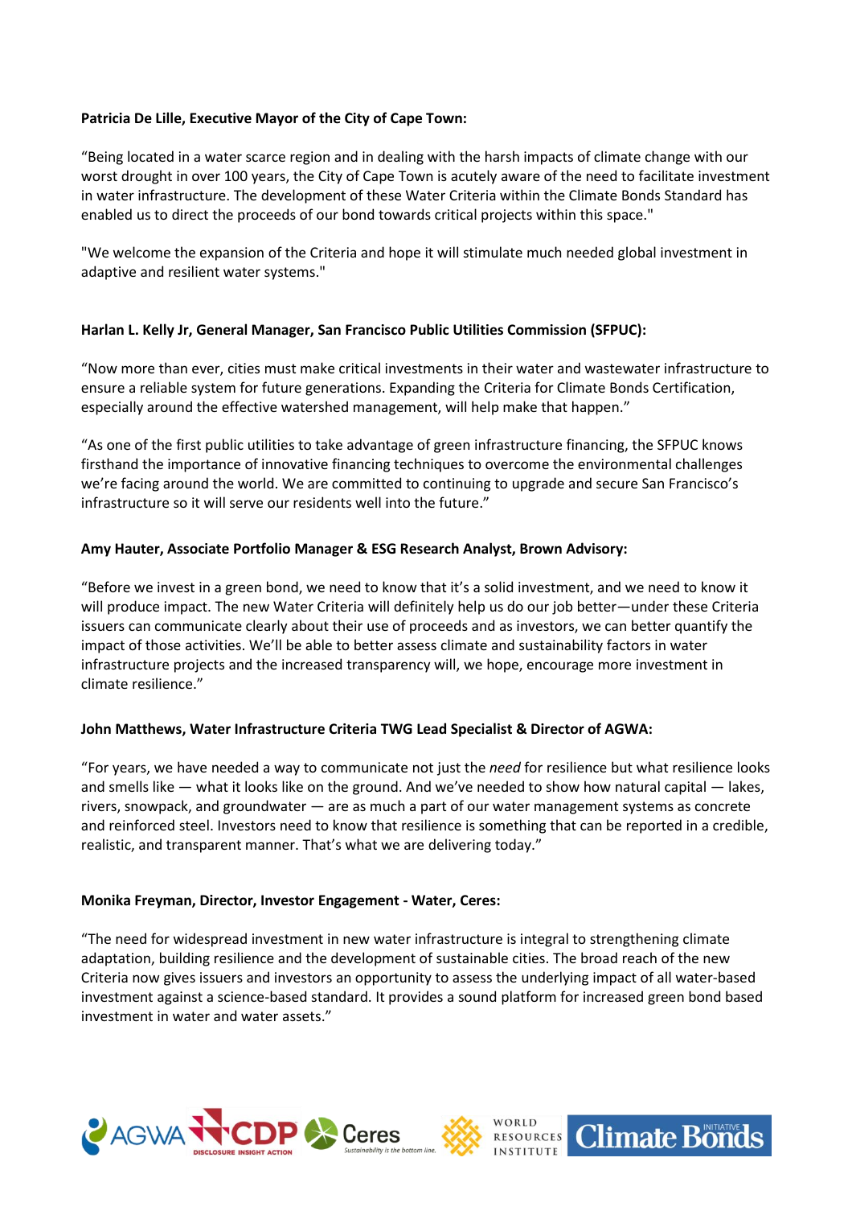**Patricia De Lille, Executive Mayor of the City of Cape Town:**

"Being located in a water scarce region and in dealing with the harsh impacts of climate change with our worst drought in over 100 years, the City of Cape Town is acutely aware of the need to facilitate investment in water infrastructure. The development of these Water Criteria within the Climate Bonds Standard has enabled us to direct the proceeds of our bond towards critical projects within this space."

"We welcome the expansion of the Criteria and hope it will stimulate much needed global investment in adaptive and resilient water systems."

**Harlan L. Kelly Jr, General Manager, San Francisco Public Utilities Commission (SFPUC):**

"Now more than ever, cities must make critical investments in their water and wastewater infrastructure to ensure a reliable system for future generations. Expanding the Criteria for Climate Bonds Certification, especially around the effective watershed management, will help make that happen."

"As one of the first public utilities to take advantage of green infrastructure financing, the SFPUC knows firsthand the importance of innovative financing techniques to overcome the environmental challenges we're facing around the world. We are committed to continuing to upgrade and secure San Francisco's infrastructure so it will serve our residents well into the future."

**Amy Hauter, Associate Portfolio Manager & ESG Research Analyst, Brown Advisory:**

"Before we invest in a green bond, we need to know that it's a solid investment, and we need to know it will produce impact. The new Water Criteria will definitely help us do our job better—under these Criteria issuers can communicate clearly about their use of proceeds and as investors, we can better quantify the impact of those activities. We'll be able to better assess climate and sustainability factors in water infrastructure projects and the increased transparency will, we hope, encourage more investment in climate resilience."

**John Matthews, Water Infrastructure Criteria TWG Lead Specialist & Director of AGWA:**

"For years, we have needed a way to communicate not just the *need* for resilience but what resilience looks and smells like — what it looks like on the ground. And we've needed to show how natural capital — lakes, rivers, snowpack, and groundwater — are as much a part of our water management systems as concrete and reinforced steel. Investors need to know that resilience is something that can be reported in a credible, realistic, and transparent manner. That's what we are delivering today."

**Monika Freyman, Director, Investor Engagement - Water, Ceres:**

"The need for widespread investment in new water infrastructure is integral to strengthening climate adaptation, building resilience and the development of sustainable cities. The broad reach of the new Criteria now gives issuers and investors an opportunity to assess the underlying impact of all water-based investment against a science-based standard. It provides a sound platform for increased green bond based investment in water and water assets."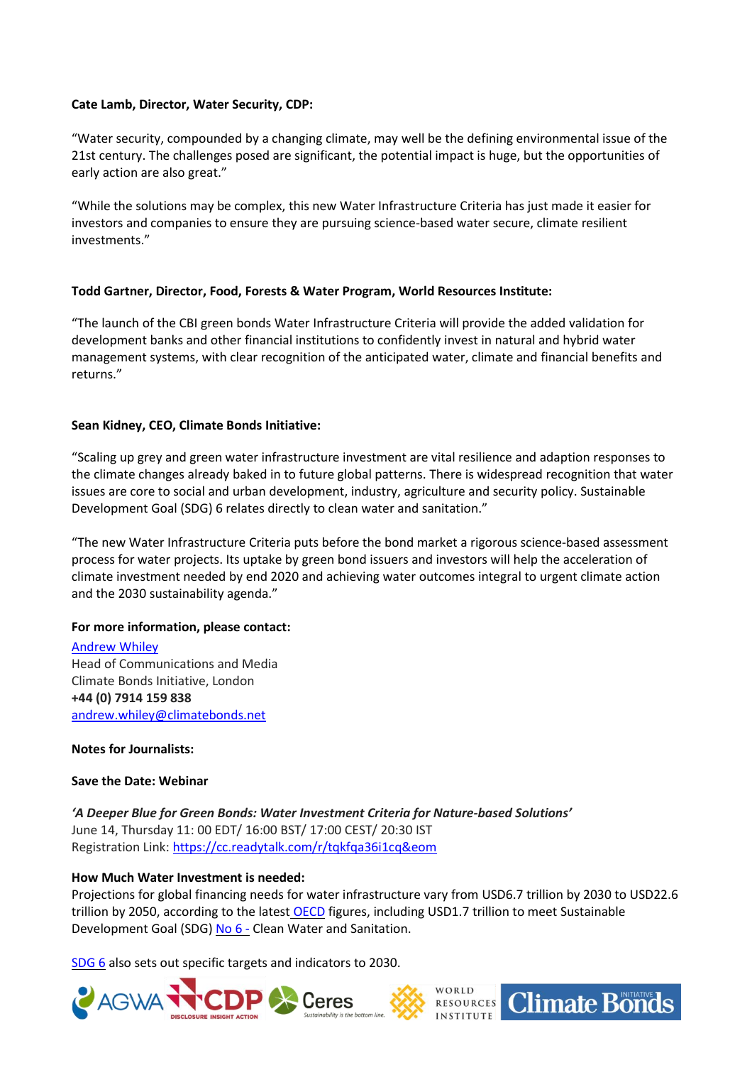**Cate Lamb, Director, Water Security, CDP:**

"Water security, compounded by a changing climate, may well be the defining environmental issue of the 21st century. The challenges posed are significant, the potential impact is huge, but the opportunities of early action are also great."

"While the solutions may be complex, this new Water Infrastructure Criteria has just made it easier for investors and companies to ensure they are pursuing science-based water secure, climate resilient investments."

**Todd Gartner, Director, Food, Forests & Water Program, World Resources Institute:**

"The launch of the CBI green bonds Water Infrastructure Criteria will provide the added validation for development banks and other financial institutions to confidently invest in natural and hybrid water management systems, with clear recognition of the anticipated water, climate and financial benefits and returns."

**Sean Kidney, CEO, Climate Bonds Initiative:**

"Scaling up grey and green water infrastructure investment are vital resilience and adaption responses to the climate changes already baked in to future global patterns. There is widespread recognition that water issues are core to social and urban development, industry, agriculture and security policy. Sustainable Development Goal (SDG) 6 relates directly to clean water and sanitation."

"The new Water Infrastructure Criteria puts before the bond market a rigorous science-based assessment process for water projects. Its uptake by green bond issuers and investors will help the acceleration of climate investment needed by end 2020 and achieving water outcomes integral to urgent climate action and the 2030 sustainability agenda."

**For more information, please contact:**

Andrew Whiley
Head of Communications and Media
Climate Bonds Initiative, London
**+44 (0) 7914 159 838**
andrew.whiley@climatebonds.net

**Notes for Journalists:**

**Save the Date: Webinar**

***'A Deeper Blue for Green Bonds: Water Investment Criteria for Nature-based Solutions'***
June 14, Thursday 11: 00 EDT/ 16:00 BST/ 17:00 CEST/ 20:30 IST
Registration Link: https://cc.readytalk.com/r/tqkfqa36i1cq&eom

**How Much Water Investment is needed:**
Projections for global financing needs for water infrastructure vary from USD6.7 trillion by 2030 to USD22.6 trillion by 2050, according to the latest OECD figures, including USD1.7 trillion to meet Sustainable Development Goal (SDG) No 6 - Clean Water and Sanitation.

SDG 6 also sets out specific targets and indicators to 2030.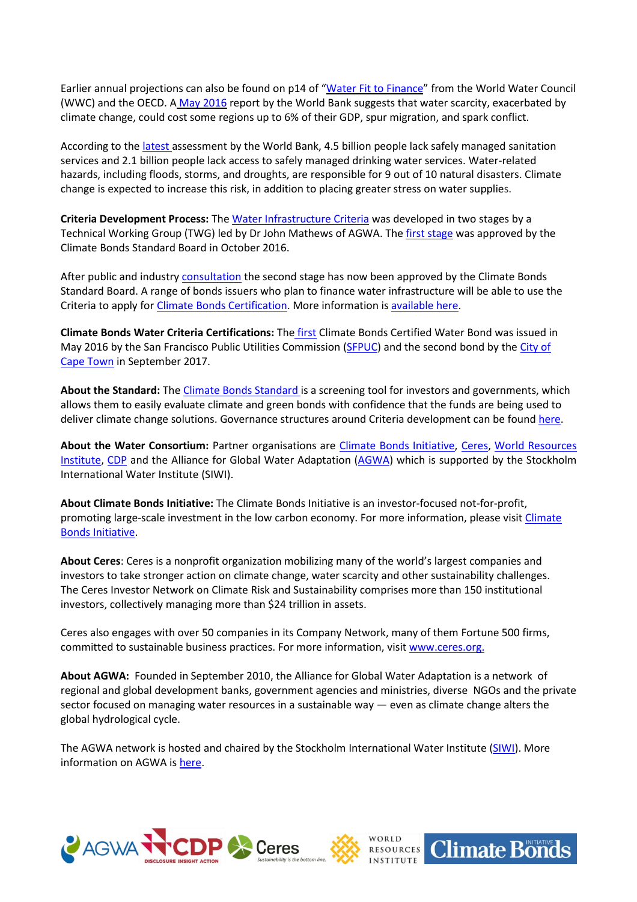Earlier annual projections can also be found on p14 of "Water Fit to Finance" from the World Water Council (WWC) and the OECD. A May 2016 report by the World Bank suggests that water scarcity, exacerbated by climate change, could cost some regions up to 6% of their GDP, spur migration, and spark conflict.

According to the latest assessment by the World Bank, 4.5 billion people lack safely managed sanitation services and 2.1 billion people lack access to safely managed drinking water services. Water-related hazards, including floods, storms, and droughts, are responsible for 9 out of 10 natural disasters. Climate change is expected to increase this risk, in addition to placing greater stress on water supplies.

**Criteria Development Process:** The Water Infrastructure Criteria was developed in two stages by a Technical Working Group (TWG) led by Dr John Mathews of AGWA. The first stage was approved by the Climate Bonds Standard Board in October 2016.

After public and industry consultation the second stage has now been approved by the Climate Bonds Standard Board. A range of bonds issuers who plan to finance water infrastructure will be able to use the Criteria to apply for Climate Bonds Certification. More information is available here.

**Climate Bonds Water Criteria Certifications:** The first Climate Bonds Certified Water Bond was issued in May 2016 by the San Francisco Public Utilities Commission (SFPUC) and the second bond by the City of Cape Town in September 2017.

**About the Standard:** The Climate Bonds Standard is a screening tool for investors and governments, which allows them to easily evaluate climate and green bonds with confidence that the funds are being used to deliver climate change solutions. Governance structures around Criteria development can be found here.

**About the Water Consortium:** Partner organisations are Climate Bonds Initiative, Ceres, World Resources Institute, CDP and the Alliance for Global Water Adaptation (AGWA) which is supported by the Stockholm International Water Institute (SIWI).

**About Climate Bonds Initiative:** The Climate Bonds Initiative is an investor-focused not-for-profit, promoting large-scale investment in the low carbon economy. For more information, please visit Climate Bonds Initiative.

**About Ceres**: Ceres is a nonprofit organization mobilizing many of the world's largest companies and investors to take stronger action on climate change, water scarcity and other sustainability challenges. The Ceres Investor Network on Climate Risk and Sustainability comprises more than 150 institutional investors, collectively managing more than $24 trillion in assets.

Ceres also engages with over 50 companies in its Company Network, many of them Fortune 500 firms, committed to sustainable business practices. For more information, visit www.ceres.org.

**About AGWA:** Founded in September 2010, the Alliance for Global Water Adaptation is a network of regional and global development banks, government agencies and ministries, diverse NGOs and the private sector focused on managing water resources in a sustainable way — even as climate change alters the global hydrological cycle.

The AGWA network is hosted and chaired by the Stockholm International Water Institute (SIWI). More information on AGWA is here.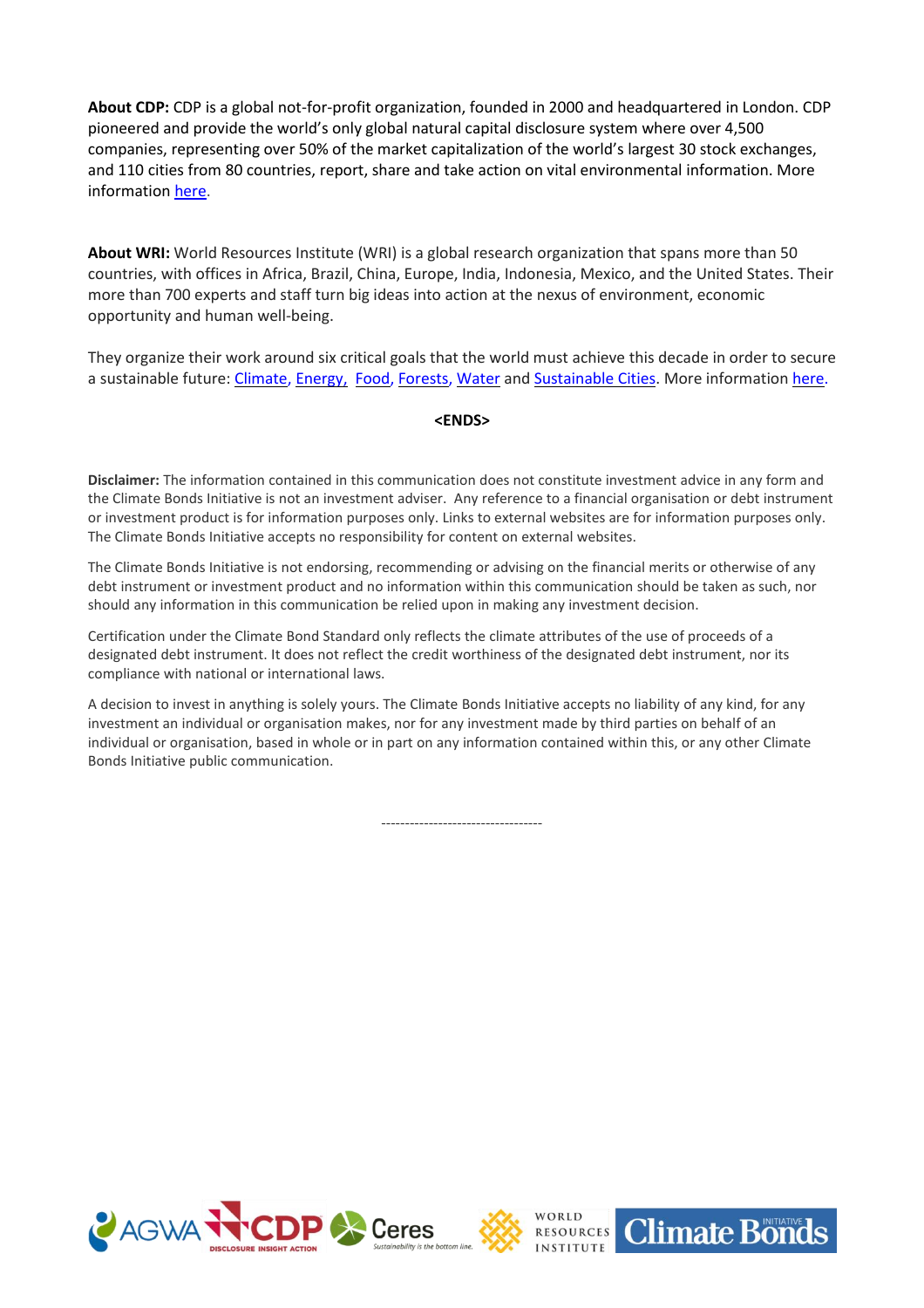**About CDP:** CDP is a global not-for-profit organization, founded in 2000 and headquartered in London. CDP pioneered and provide the world's only global natural capital disclosure system where over 4,500 companies, representing over 50% of the market capitalization of the world's largest 30 stock exchanges, and 110 cities from 80 countries, report, share and take action on vital environmental information. More information here.

**About WRI:** World Resources Institute (WRI) is a global research organization that spans more than 50 countries, with offices in Africa, Brazil, China, Europe, India, Indonesia, Mexico, and the United States. Their more than 700 experts and staff turn big ideas into action at the nexus of environment, economic opportunity and human well-being.

They organize their work around six critical goals that the world must achieve this decade in order to secure a sustainable future: Climate, Energy, Food, Forests, Water and Sustainable Cities. More information here.

**<ENDS>**

**Disclaimer:** The information contained in this communication does not constitute investment advice in any form and the Climate Bonds Initiative is not an investment adviser. Any reference to a financial organisation or debt instrument or investment product is for information purposes only. Links to external websites are for information purposes only. The Climate Bonds Initiative accepts no responsibility for content on external websites.

The Climate Bonds Initiative is not endorsing, recommending or advising on the financial merits or otherwise of any debt instrument or investment product and no information within this communication should be taken as such, nor should any information in this communication be relied upon in making any investment decision.

Certification under the Climate Bond Standard only reflects the climate attributes of the use of proceeds of a designated debt instrument. It does not reflect the credit worthiness of the designated debt instrument, nor its compliance with national or international laws.

A decision to invest in anything is solely yours. The Climate Bonds Initiative accepts no liability of any kind, for any investment an individual or organisation makes, nor for any investment made by third parties on behalf of an individual or organisation, based in whole or in part on any information contained within this, or any other Climate Bonds Initiative public communication.

----------------------------------

AGWA CDP DISCLOSURE INSIGHT ACTION Ceres Sustainability is the bottom line. WORLD RESOURCES INSTITUTE Climate Bonds INITIATIVE